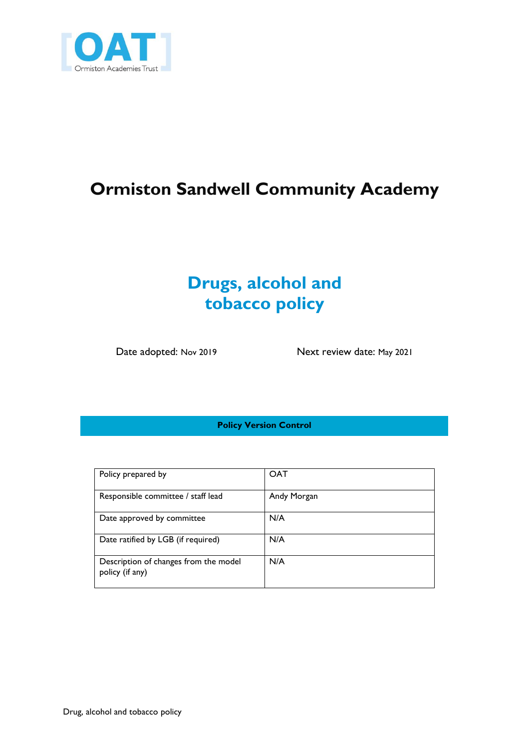# Ormiston Sandwell Community Academy

## Drugs, alcohol and tobacco policy

Date adopted: Nov 2019 Next review date: May 2021

**Policy Version Control**

| Policy prepared by | OAT |
|---|---|
| Responsible committee / staff lead | Andy Morgan |
| Date approved by committee | N/A |
| Date ratified by LGB (if required) | N/A |
| Description of changes from the model policy (if any) | N/A |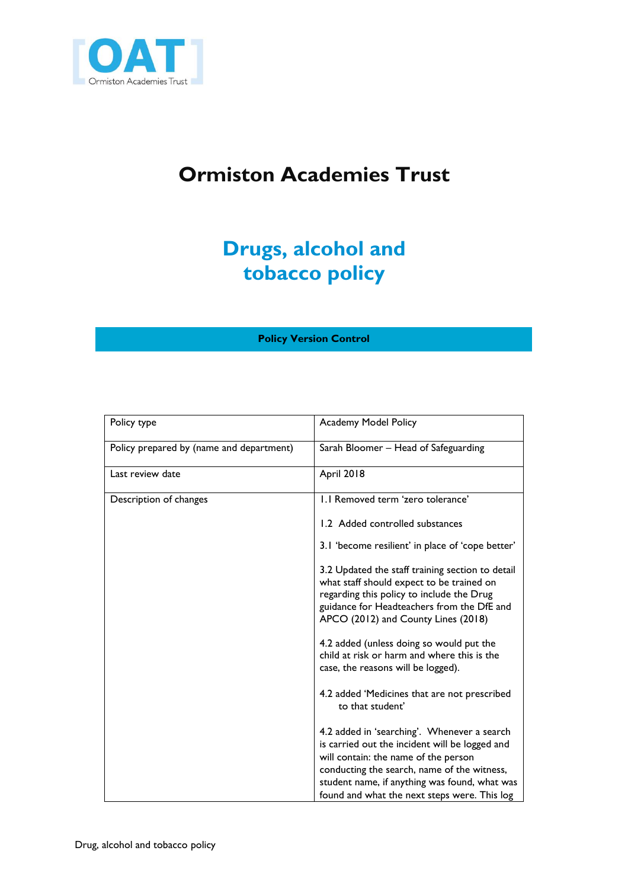# Ormiston Academies Trust

## Drugs, alcohol and tobacco policy

**Policy Version Control**

| Policy type | Academy Model Policy |
|---|---|
| Policy prepared by (name and department) | Sarah Bloomer – Head of Safeguarding |
| Last review date | April 2018 |
| Description of changes | 1.1 Removed term 'zero tolerance'<br><br>1.2 Added controlled substances<br><br>3.1 'become resilient' in place of 'cope better'<br><br>3.2 Updated the staff training section to detail what staff should expect to be trained on regarding this policy to include the Drug guidance for Headteachers from the DfE and APCO (2012) and County Lines (2018)<br><br>4.2 added (unless doing so would put the child at risk or harm and where this is the case, the reasons will be logged).<br><br>4.2 added 'Medicines that are not prescribed to that student'<br><br>4.2 added in 'searching'. Whenever a search is carried out the incident will be logged and will contain: the name of the person conducting the search, name of the witness, student name, if anything was found, what was found and what the next steps were. This log |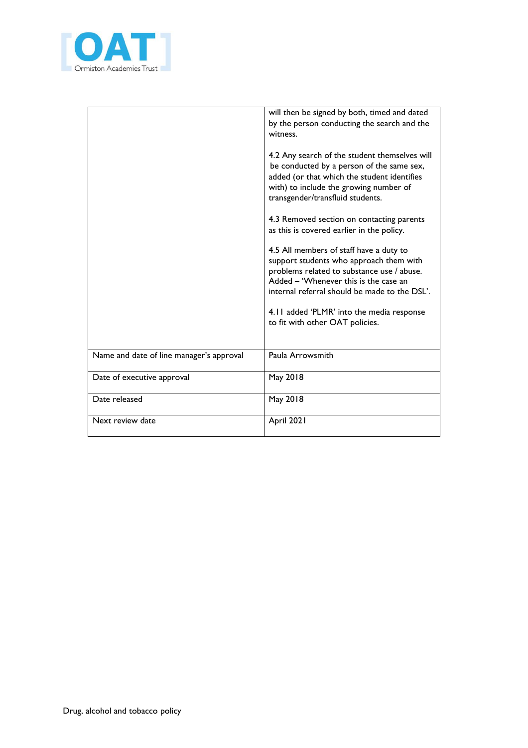|  |  |
|---|---|
|  | will then be signed by both, timed and dated by the person conducting the search and the witness.<br><br>4.2 Any search of the student themselves will be conducted by a person of the same sex, added (or that which the student identifies with) to include the growing number of transgender/transfluid students.<br><br>4.3 Removed section on contacting parents as this is covered earlier in the policy.<br><br>4.5 All members of staff have a duty to support students who approach them with problems related to substance use / abuse. Added – 'Whenever this is the case an internal referral should be made to the DSL'.<br><br>4.11 added 'PLMR' into the media response to fit with other OAT policies. |
| Name and date of line manager's approval | Paula Arrowsmith |
| Date of executive approval | May 2018 |
| Date released | May 2018 |
| Next review date | April 2021 |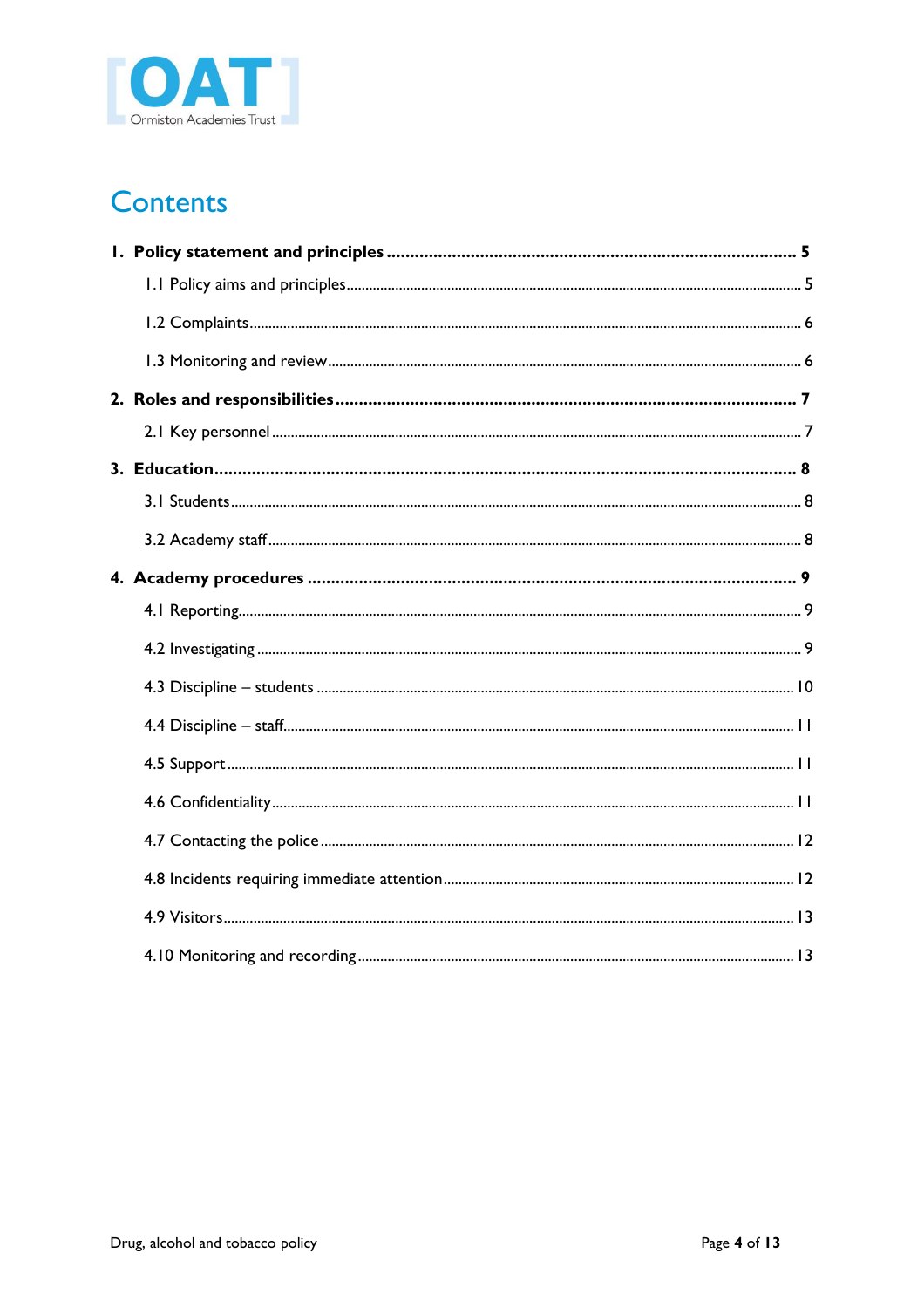# Contents

**1. Policy statement and principles** ........................................ **5**

1.1 Policy aims and principles ........................................ 5

1.2 Complaints ........................................ 6

1.3 Monitoring and review ........................................ 6

**2. Roles and responsibilities** ........................................ **7**

2.1 Key personnel ........................................ 7

**3. Education** ........................................ **8**

3.1 Students ........................................ 8

3.2 Academy staff ........................................ 8

**4. Academy procedures** ........................................ **9**

4.1 Reporting ........................................ 9

4.2 Investigating ........................................ 9

4.3 Discipline – students ........................................ 10

4.4 Discipline – staff ........................................ 11

4.5 Support ........................................ 11

4.6 Confidentiality ........................................ 11

4.7 Contacting the police ........................................ 12

4.8 Incidents requiring immediate attention ........................................ 12

4.9 Visitors ........................................ 13

4.10 Monitoring and recording ........................................ 13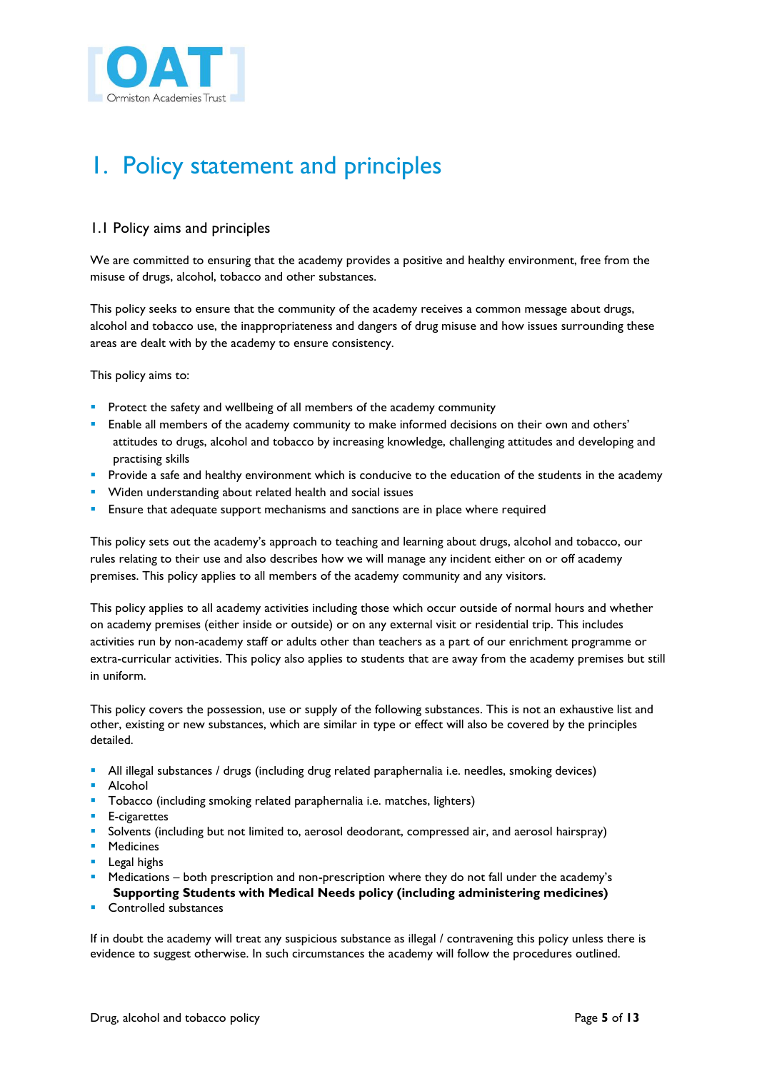# 1. Policy statement and principles

## 1.1 Policy aims and principles

We are committed to ensuring that the academy provides a positive and healthy environment, free from the misuse of drugs, alcohol, tobacco and other substances.

This policy seeks to ensure that the community of the academy receives a common message about drugs, alcohol and tobacco use, the inappropriateness and dangers of drug misuse and how issues surrounding these areas are dealt with by the academy to ensure consistency.

This policy aims to:

- Protect the safety and wellbeing of all members of the academy community
- Enable all members of the academy community to make informed decisions on their own and others' attitudes to drugs, alcohol and tobacco by increasing knowledge, challenging attitudes and developing and practising skills
- Provide a safe and healthy environment which is conducive to the education of the students in the academy
- Widen understanding about related health and social issues
- Ensure that adequate support mechanisms and sanctions are in place where required

This policy sets out the academy's approach to teaching and learning about drugs, alcohol and tobacco, our rules relating to their use and also describes how we will manage any incident either on or off academy premises. This policy applies to all members of the academy community and any visitors.

This policy applies to all academy activities including those which occur outside of normal hours and whether on academy premises (either inside or outside) or on any external visit or residential trip. This includes activities run by non-academy staff or adults other than teachers as a part of our enrichment programme or extra-curricular activities. This policy also applies to students that are away from the academy premises but still in uniform.

This policy covers the possession, use or supply of the following substances. This is not an exhaustive list and other, existing or new substances, which are similar in type or effect will also be covered by the principles detailed.

- All illegal substances / drugs (including drug related paraphernalia i.e. needles, smoking devices)
- Alcohol
- Tobacco (including smoking related paraphernalia i.e. matches, lighters)
- E-cigarettes
- Solvents (including but not limited to, aerosol deodorant, compressed air, and aerosol hairspray)
- Medicines
- Legal highs
- Medications – both prescription and non-prescription where they do not fall under the academy's **Supporting Students with Medical Needs policy (including administering medicines)**
- Controlled substances

If in doubt the academy will treat any suspicious substance as illegal / contravening this policy unless there is evidence to suggest otherwise. In such circumstances the academy will follow the procedures outlined.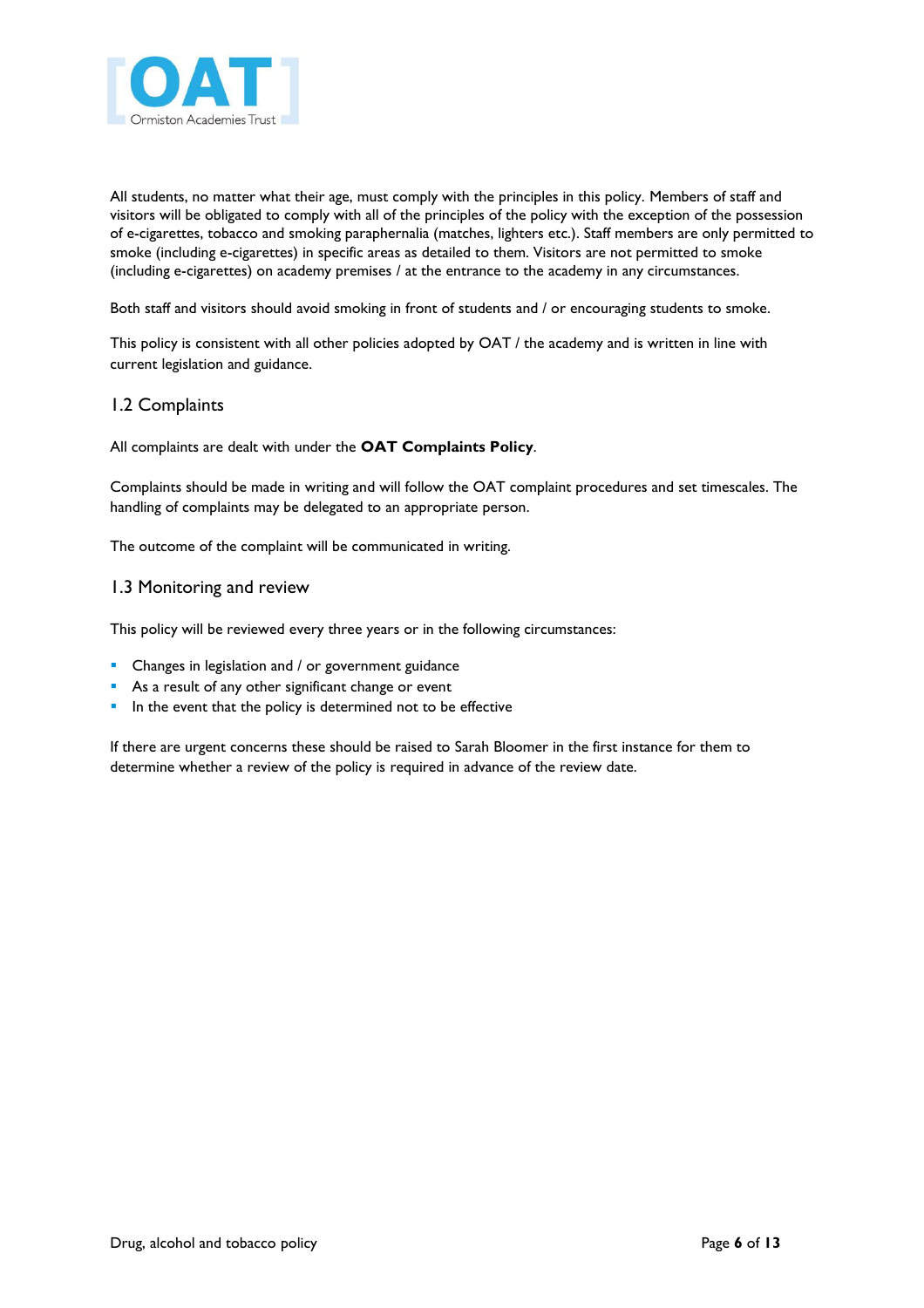All students, no matter what their age, must comply with the principles in this policy. Members of staff and visitors will be obligated to comply with all of the principles of the policy with the exception of the possession of e-cigarettes, tobacco and smoking paraphernalia (matches, lighters etc.). Staff members are only permitted to smoke (including e-cigarettes) in specific areas as detailed to them. Visitors are not permitted to smoke (including e-cigarettes) on academy premises / at the entrance to the academy in any circumstances.

Both staff and visitors should avoid smoking in front of students and / or encouraging students to smoke.

This policy is consistent with all other policies adopted by OAT / the academy and is written in line with current legislation and guidance.

## 1.2 Complaints

All complaints are dealt with under the **OAT Complaints Policy**.

Complaints should be made in writing and will follow the OAT complaint procedures and set timescales. The handling of complaints may be delegated to an appropriate person.

The outcome of the complaint will be communicated in writing.

## 1.3 Monitoring and review

This policy will be reviewed every three years or in the following circumstances:

- Changes in legislation and / or government guidance
- As a result of any other significant change or event
- In the event that the policy is determined not to be effective

If there are urgent concerns these should be raised to Sarah Bloomer in the first instance for them to determine whether a review of the policy is required in advance of the review date.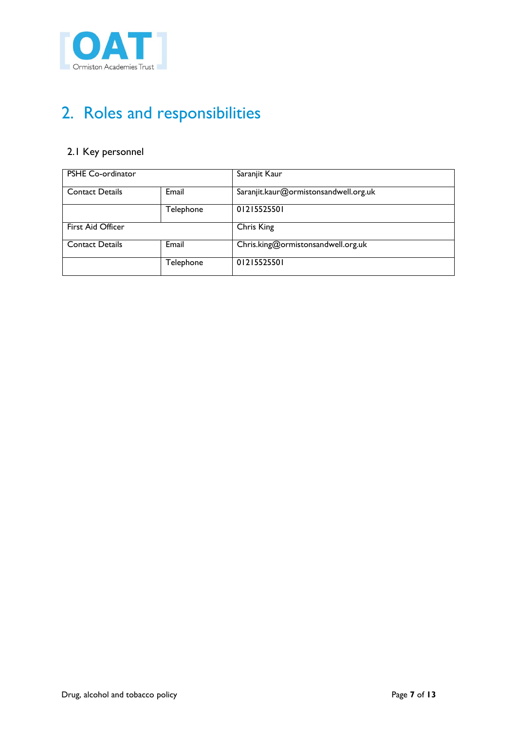# 2. Roles and responsibilities

## 2.1 Key personnel

| PSHE Co-ordinator | | Saranjit Kaur |
|---|---|---|
| Contact Details | Email | Saranjit.kaur@ormistonsandwell.org.uk |
| | Telephone | 01215525501 |
| First Aid Officer | | Chris King |
| Contact Details | Email | Chris.king@ormistonsandwell.org.uk |
| | Telephone | 01215525501 |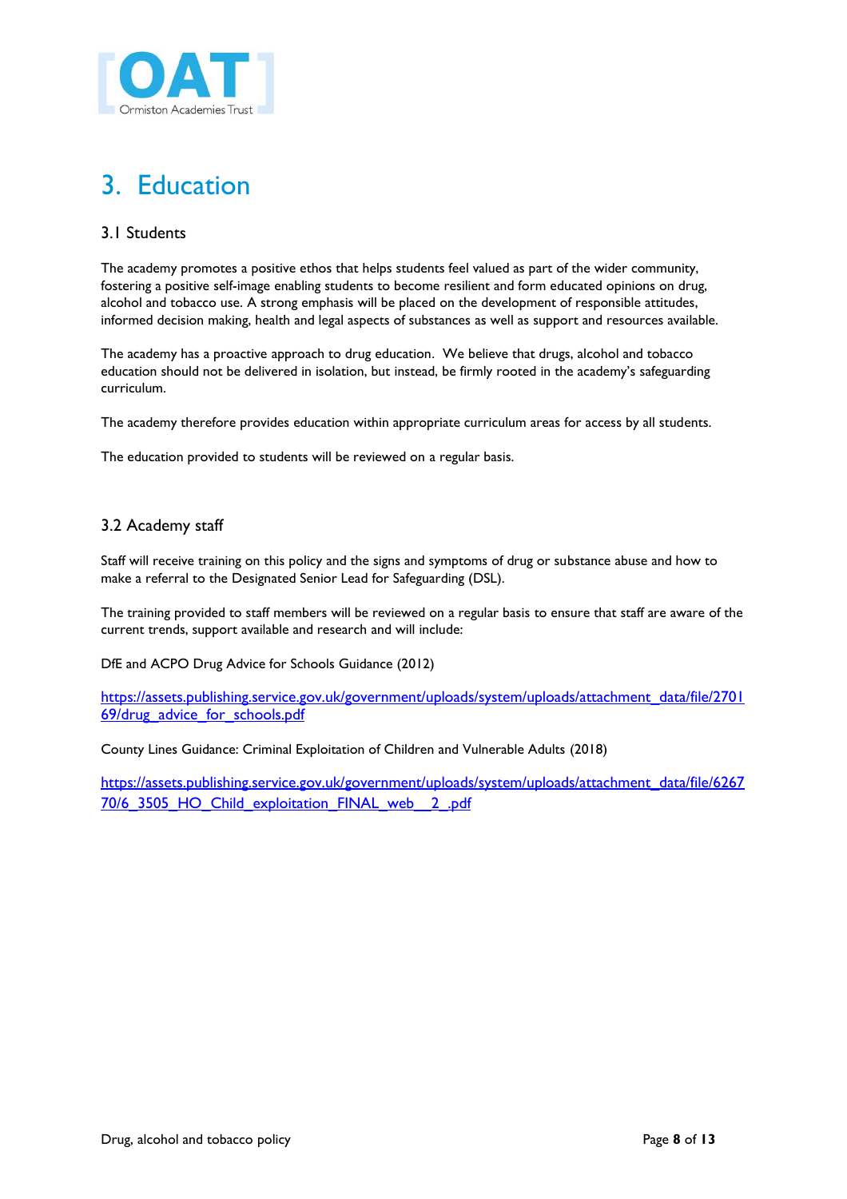# 3. Education

## 3.1 Students

The academy promotes a positive ethos that helps students feel valued as part of the wider community, fostering a positive self-image enabling students to become resilient and form educated opinions on drug, alcohol and tobacco use. A strong emphasis will be placed on the development of responsible attitudes, informed decision making, health and legal aspects of substances as well as support and resources available.

The academy has a proactive approach to drug education. We believe that drugs, alcohol and tobacco education should not be delivered in isolation, but instead, be firmly rooted in the academy's safeguarding curriculum.

The academy therefore provides education within appropriate curriculum areas for access by all students.

The education provided to students will be reviewed on a regular basis.

## 3.2 Academy staff

Staff will receive training on this policy and the signs and symptoms of drug or substance abuse and how to make a referral to the Designated Senior Lead for Safeguarding (DSL).

The training provided to staff members will be reviewed on a regular basis to ensure that staff are aware of the current trends, support available and research and will include:

DfE and ACPO Drug Advice for Schools Guidance (2012)

https://assets.publishing.service.gov.uk/government/uploads/system/uploads/attachment_data/file/270169/drug_advice_for_schools.pdf

County Lines Guidance: Criminal Exploitation of Children and Vulnerable Adults (2018)

https://assets.publishing.service.gov.uk/government/uploads/system/uploads/attachment_data/file/626770/6_3505_HO_Child_exploitation_FINAL_web__2_.pdf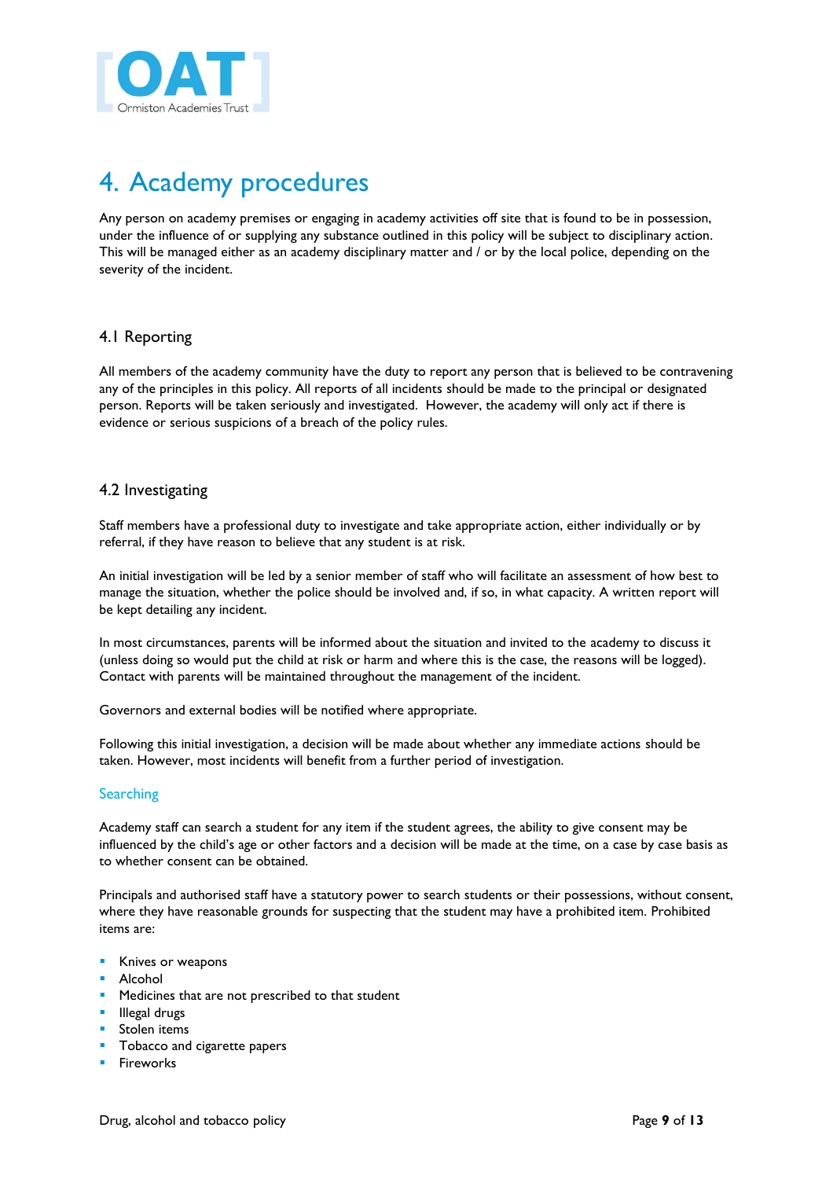# 4. Academy procedures

Any person on academy premises or engaging in academy activities off site that is found to be in possession, under the influence of or supplying any substance outlined in this policy will be subject to disciplinary action. This will be managed either as an academy disciplinary matter and / or by the local police, depending on the severity of the incident.

## 4.1 Reporting

All members of the academy community have the duty to report any person that is believed to be contravening any of the principles in this policy. All reports of all incidents should be made to the principal or designated person. Reports will be taken seriously and investigated. However, the academy will only act if there is evidence or serious suspicions of a breach of the policy rules.

## 4.2 Investigating

Staff members have a professional duty to investigate and take appropriate action, either individually or by referral, if they have reason to believe that any student is at risk.

An initial investigation will be led by a senior member of staff who will facilitate an assessment of how best to manage the situation, whether the police should be involved and, if so, in what capacity. A written report will be kept detailing any incident.

In most circumstances, parents will be informed about the situation and invited to the academy to discuss it (unless doing so would put the child at risk or harm and where this is the case, the reasons will be logged). Contact with parents will be maintained throughout the management of the incident.

Governors and external bodies will be notified where appropriate.

Following this initial investigation, a decision will be made about whether any immediate actions should be taken. However, most incidents will benefit from a further period of investigation.

### Searching

Academy staff can search a student for any item if the student agrees, the ability to give consent may be influenced by the child's age or other factors and a decision will be made at the time, on a case by case basis as to whether consent can be obtained.

Principals and authorised staff have a statutory power to search students or their possessions, without consent, where they have reasonable grounds for suspecting that the student may have a prohibited item. Prohibited items are:

- Knives or weapons
- Alcohol
- Medicines that are not prescribed to that student
- Illegal drugs
- Stolen items
- Tobacco and cigarette papers
- Fireworks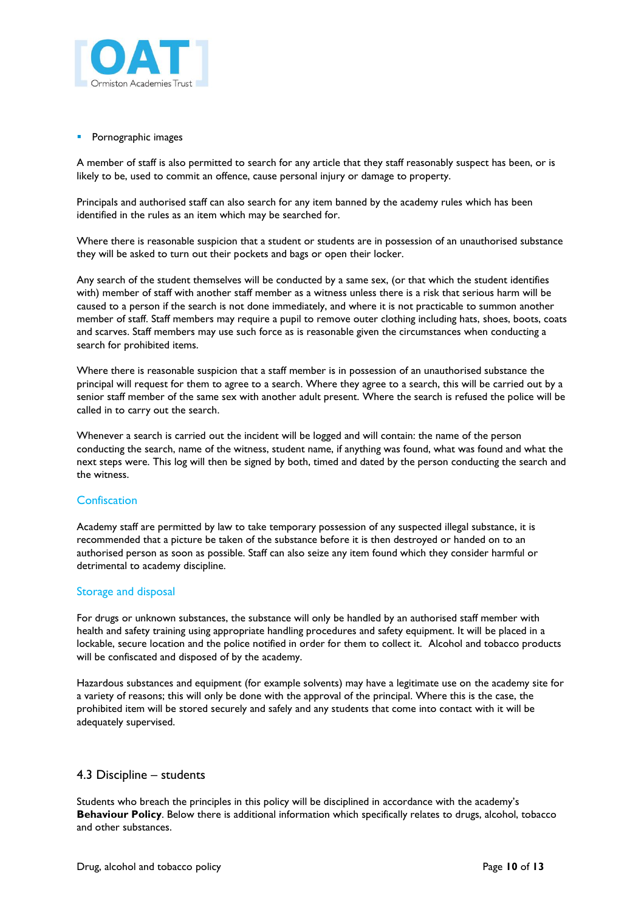- Pornographic images

A member of staff is also permitted to search for any article that they staff reasonably suspect has been, or is likely to be, used to commit an offence, cause personal injury or damage to property.

Principals and authorised staff can also search for any item banned by the academy rules which has been identified in the rules as an item which may be searched for.

Where there is reasonable suspicion that a student or students are in possession of an unauthorised substance they will be asked to turn out their pockets and bags or open their locker.

Any search of the student themselves will be conducted by a same sex, (or that which the student identifies with) member of staff with another staff member as a witness unless there is a risk that serious harm will be caused to a person if the search is not done immediately, and where it is not practicable to summon another member of staff. Staff members may require a pupil to remove outer clothing including hats, shoes, boots, coats and scarves. Staff members may use such force as is reasonable given the circumstances when conducting a search for prohibited items.

Where there is reasonable suspicion that a staff member is in possession of an unauthorised substance the principal will request for them to agree to a search. Where they agree to a search, this will be carried out by a senior staff member of the same sex with another adult present. Where the search is refused the police will be called in to carry out the search.

Whenever a search is carried out the incident will be logged and will contain: the name of the person conducting the search, name of the witness, student name, if anything was found, what was found and what the next steps were. This log will then be signed by both, timed and dated by the person conducting the search and the witness.

### Confiscation

Academy staff are permitted by law to take temporary possession of any suspected illegal substance, it is recommended that a picture be taken of the substance before it is then destroyed or handed on to an authorised person as soon as possible. Staff can also seize any item found which they consider harmful or detrimental to academy discipline.

### Storage and disposal

For drugs or unknown substances, the substance will only be handled by an authorised staff member with health and safety training using appropriate handling procedures and safety equipment. It will be placed in a lockable, secure location and the police notified in order for them to collect it. Alcohol and tobacco products will be confiscated and disposed of by the academy.

Hazardous substances and equipment (for example solvents) may have a legitimate use on the academy site for a variety of reasons; this will only be done with the approval of the principal. Where this is the case, the prohibited item will be stored securely and safely and any students that come into contact with it will be adequately supervised.

## 4.3 Discipline – students

Students who breach the principles in this policy will be disciplined in accordance with the academy's **Behaviour Policy**. Below there is additional information which specifically relates to drugs, alcohol, tobacco and other substances.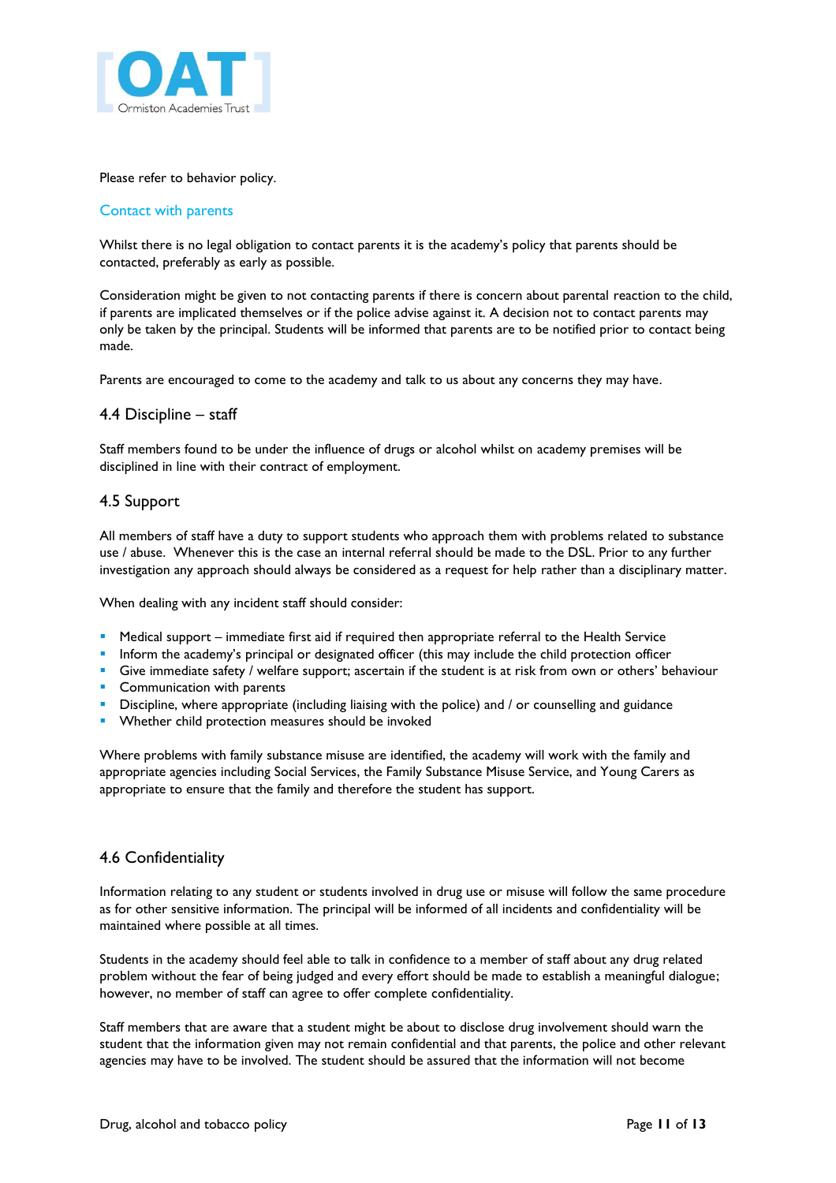Please refer to behavior policy.

### Contact with parents

Whilst there is no legal obligation to contact parents it is the academy's policy that parents should be contacted, preferably as early as possible.

Consideration might be given to not contacting parents if there is concern about parental reaction to the child, if parents are implicated themselves or if the police advise against it. A decision not to contact parents may only be taken by the principal. Students will be informed that parents are to be notified prior to contact being made.

Parents are encouraged to come to the academy and talk to us about any concerns they may have.

## 4.4 Discipline – staff

Staff members found to be under the influence of drugs or alcohol whilst on academy premises will be disciplined in line with their contract of employment.

## 4.5 Support

All members of staff have a duty to support students who approach them with problems related to substance use / abuse. Whenever this is the case an internal referral should be made to the DSL. Prior to any further investigation any approach should always be considered as a request for help rather than a disciplinary matter.

When dealing with any incident staff should consider:

- Medical support – immediate first aid if required then appropriate referral to the Health Service
- Inform the academy's principal or designated officer (this may include the child protection officer
- Give immediate safety / welfare support; ascertain if the student is at risk from own or others' behaviour
- Communication with parents
- Discipline, where appropriate (including liaising with the police) and / or counselling and guidance
- Whether child protection measures should be invoked

Where problems with family substance misuse are identified, the academy will work with the family and appropriate agencies including Social Services, the Family Substance Misuse Service, and Young Carers as appropriate to ensure that the family and therefore the student has support.

## 4.6 Confidentiality

Information relating to any student or students involved in drug use or misuse will follow the same procedure as for other sensitive information. The principal will be informed of all incidents and confidentiality will be maintained where possible at all times.

Students in the academy should feel able to talk in confidence to a member of staff about any drug related problem without the fear of being judged and every effort should be made to establish a meaningful dialogue; however, no member of staff can agree to offer complete confidentiality.

Staff members that are aware that a student might be about to disclose drug involvement should warn the student that the information given may not remain confidential and that parents, the police and other relevant agencies may have to be involved. The student should be assured that the information will not become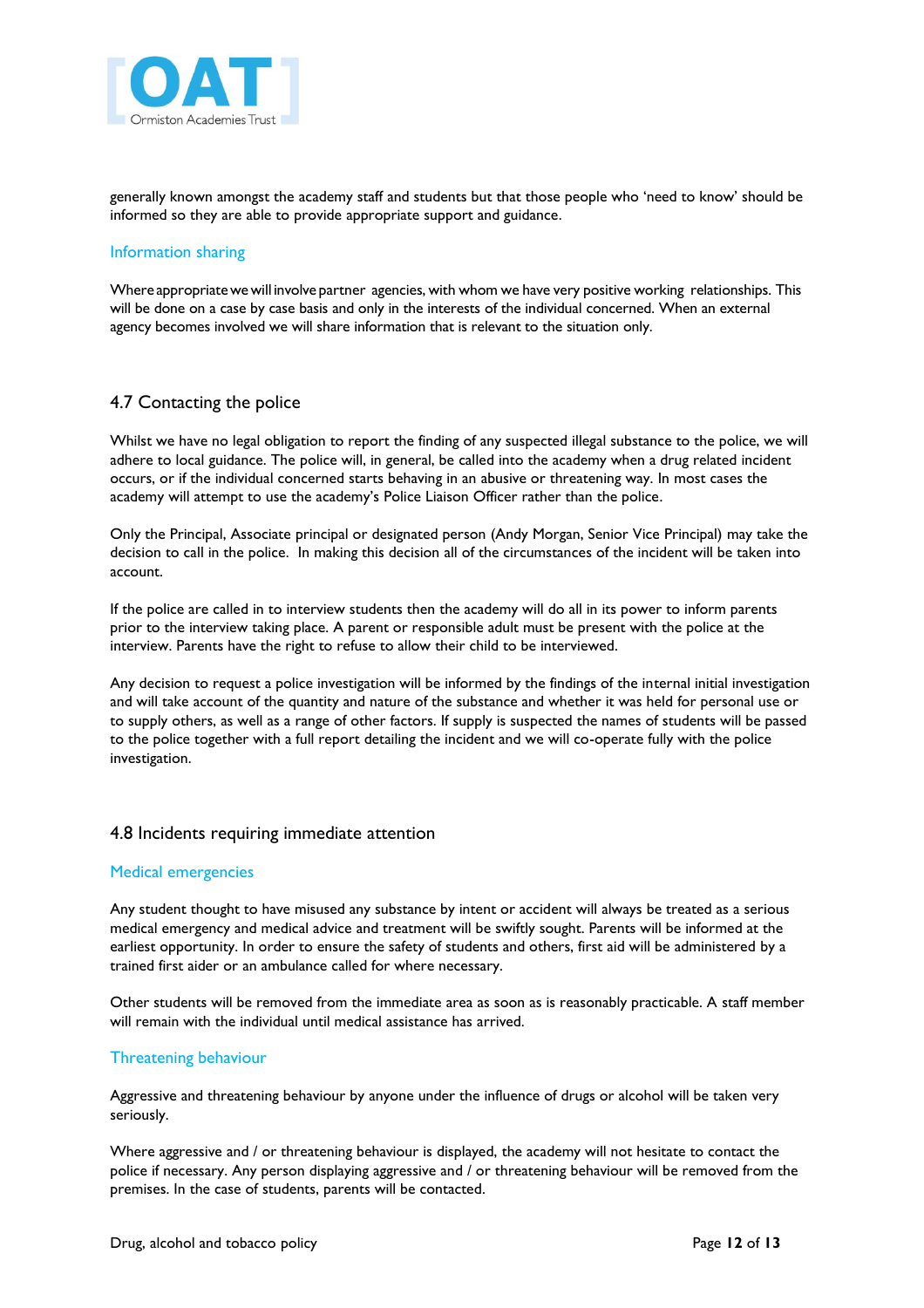generally known amongst the academy staff and students but that those people who 'need to know' should be informed so they are able to provide appropriate support and guidance.

### Information sharing

Where appropriate we will involve partner agencies, with whom we have very positive working relationships. This will be done on a case by case basis and only in the interests of the individual concerned. When an external agency becomes involved we will share information that is relevant to the situation only.

## 4.7 Contacting the police

Whilst we have no legal obligation to report the finding of any suspected illegal substance to the police, we will adhere to local guidance. The police will, in general, be called into the academy when a drug related incident occurs, or if the individual concerned starts behaving in an abusive or threatening way. In most cases the academy will attempt to use the academy's Police Liaison Officer rather than the police.

Only the Principal, Associate principal or designated person (Andy Morgan, Senior Vice Principal) may take the decision to call in the police. In making this decision all of the circumstances of the incident will be taken into account.

If the police are called in to interview students then the academy will do all in its power to inform parents prior to the interview taking place. A parent or responsible adult must be present with the police at the interview. Parents have the right to refuse to allow their child to be interviewed.

Any decision to request a police investigation will be informed by the findings of the internal initial investigation and will take account of the quantity and nature of the substance and whether it was held for personal use or to supply others, as well as a range of other factors. If supply is suspected the names of students will be passed to the police together with a full report detailing the incident and we will co-operate fully with the police investigation.

## 4.8 Incidents requiring immediate attention

### Medical emergencies

Any student thought to have misused any substance by intent or accident will always be treated as a serious medical emergency and medical advice and treatment will be swiftly sought. Parents will be informed at the earliest opportunity. In order to ensure the safety of students and others, first aid will be administered by a trained first aider or an ambulance called for where necessary.

Other students will be removed from the immediate area as soon as is reasonably practicable. A staff member will remain with the individual until medical assistance has arrived.

### Threatening behaviour

Aggressive and threatening behaviour by anyone under the influence of drugs or alcohol will be taken very seriously.

Where aggressive and / or threatening behaviour is displayed, the academy will not hesitate to contact the police if necessary. Any person displaying aggressive and / or threatening behaviour will be removed from the premises. In the case of students, parents will be contacted.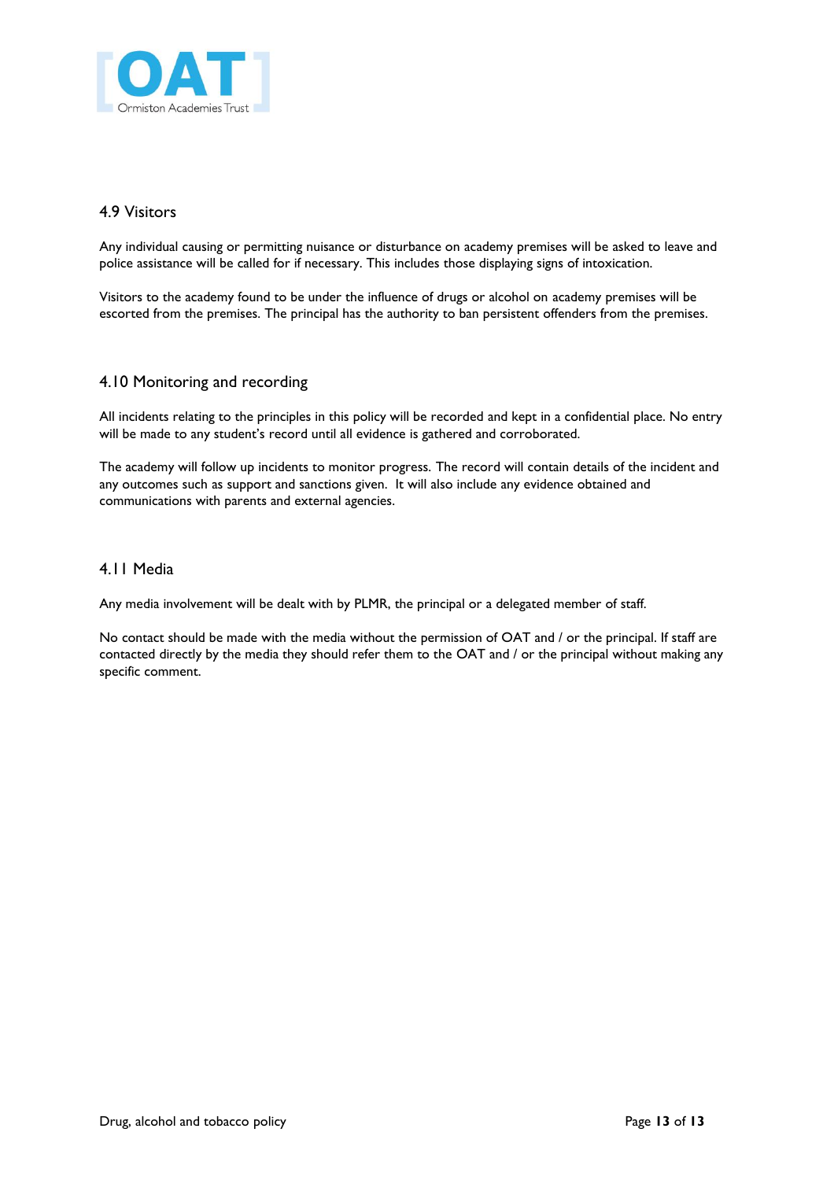### 4.9 Visitors

Any individual causing or permitting nuisance or disturbance on academy premises will be asked to leave and police assistance will be called for if necessary. This includes those displaying signs of intoxication.

Visitors to the academy found to be under the influence of drugs or alcohol on academy premises will be escorted from the premises. The principal has the authority to ban persistent offenders from the premises.

### 4.10 Monitoring and recording

All incidents relating to the principles in this policy will be recorded and kept in a confidential place. No entry will be made to any student's record until all evidence is gathered and corroborated.

The academy will follow up incidents to monitor progress. The record will contain details of the incident and any outcomes such as support and sanctions given. It will also include any evidence obtained and communications with parents and external agencies.

### 4.11 Media

Any media involvement will be dealt with by PLMR, the principal or a delegated member of staff.

No contact should be made with the media without the permission of OAT and / or the principal. If staff are contacted directly by the media they should refer them to the OAT and / or the principal without making any specific comment.